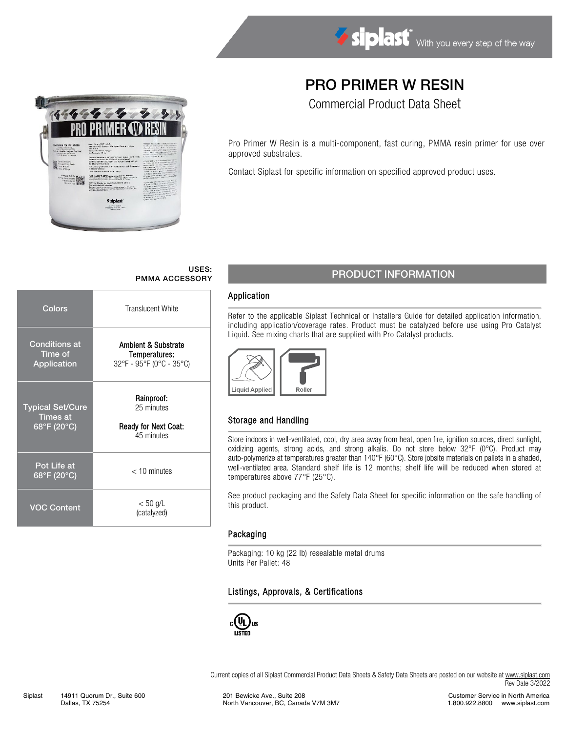# PRO PRIMER W RESIN

Commercial Product Data Sheet

Pro Primer W Resin is a multi-component, fast curing, PMMA resin primer for use over approved substrates.

Contact Siplast for specific information on specified approved product uses.

USES:
PMMA ACCESSORY

| | |
|---|---|
| Colors | Translucent White |
| Conditions at Time of Application | **Ambient & Substrate Temperatures:** 32°F - 95°F (0°C - 35°C) |
| Typical Set/Cure Times at 68°F (20°C) | **Rainproof:** 25 minutes<br>**Ready for Next Coat:** 45 minutes |
| Pot Life at 68°F (20°C) | < 10 minutes |
| VOC Content | < 50 g/L (catalyzed) |

## PRODUCT INFORMATION

### Application

Refer to the applicable Siplast Technical or Installers Guide for detailed application information, including application/coverage rates. Product must be catalyzed before use using Pro Catalyst Liquid. See mixing charts that are supplied with Pro Catalyst products.

Liquid Applied | Roller

### Storage and Handling

Store indoors in well-ventilated, cool, dry area away from heat, open fire, ignition sources, direct sunlight, oxidizing agents, strong acids, and strong alkalis. Do not store below 32°F (0°C). Product may auto-polymerize at temperatures greater than 140°F (60°C). Store jobsite materials on pallets in a shaded, well-ventilated area. Standard shelf life is 12 months; shelf life will be reduced when stored at temperatures above 77°F (25°C).

See product packaging and the Safety Data Sheet for specific information on the safe handling of this product.

### Packaging

Packaging: 10 kg (22 lb) resealable metal drums
Units Per Pallet: 48

### Listings, Approvals, & Certifications

c UL us LISTED

Current copies of all Siplast Commercial Product Data Sheets & Safety Data Sheets are posted on our website at www.siplast.com
Rev Date 3/2022

Siplast 14911 Quorum Dr., Suite 600 Dallas, TX 75254 | 201 Bewicke Ave., Suite 208 North Vancouver, BC, Canada V7M 3M7 | Customer Service in North America 1.800.922.8800 www.siplast.com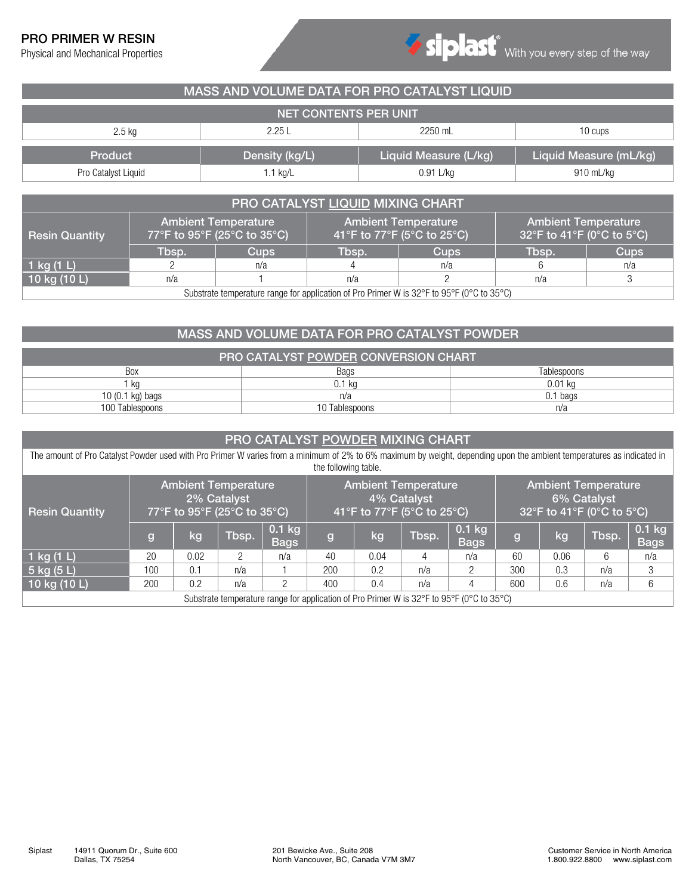PRO PRIMER W RESIN

Physical and Mechanical Properties

## MASS AND VOLUME DATA FOR PRO CATALYST LIQUID

| NET CONTENTS PER UNIT | | | |
|---|---|---|---|
| 2.5 kg | 2.25 L | 2250 mL | 10 cups |

| Product | Density (kg/L) | Liquid Measure (L/kg) | Liquid Measure (mL/kg) |
|---|---|---|---|
| Pro Catalyst Liquid | 1.1 kg/L | 0.91 L/kg | 910 mL/kg |

## PRO CATALYST LIQUID MIXING CHART

| Resin Quantity | Ambient Temperature 77°F to 95°F (25°C to 35°C) | | Ambient Temperature 41°F to 77°F (5°C to 25°C) | | Ambient Temperature 32°F to 41°F (0°C to 5°C) | |
|---|---|---|---|---|---|---|
| | Tbsp. | Cups | Tbsp. | Cups | Tbsp. | Cups |
| 1 kg (1 L) | 2 | n/a | 4 | n/a | 6 | n/a |
| 10 kg (10 L) | n/a | 1 | n/a | 2 | n/a | 3 |

Substrate temperature range for application of Pro Primer W is 32°F to 95°F (0°C to 35°C)

## MASS AND VOLUME DATA FOR PRO CATALYST POWDER

| PRO CATALYST POWDER CONVERSION CHART | | |
|---|---|---|
| Box | Bags | Tablespoons |
| 1 kg | 0.1 kg | 0.01 kg |
| 10 (0.1 kg) bags | n/a | 0.1 bags |
| 100 Tablespoons | 10 Tablespoons | n/a |

## PRO CATALYST POWDER MIXING CHART

The amount of Pro Catalyst Powder used with Pro Primer W varies from a minimum of 2% to 6% maximum by weight, depending upon the ambient temperatures as indicated in the following table.

| Resin Quantity | Ambient Temperature 2% Catalyst 77°F to 95°F (25°C to 35°C) | | | | Ambient Temperature 4% Catalyst 41°F to 77°F (5°C to 25°C) | | | | Ambient Temperature 6% Catalyst 32°F to 41°F (0°C to 5°C) | | | |
|---|---|---|---|---|---|---|---|---|---|---|---|---|
| | g | kg | Tbsp. | 0.1 kg Bags | g | kg | Tbsp. | 0.1 kg Bags | g | kg | Tbsp. | 0.1 kg Bags |
| 1 kg (1 L) | 20 | 0.02 | 2 | n/a | 40 | 0.04 | 4 | n/a | 60 | 0.06 | 6 | n/a |
| 5 kg (5 L) | 100 | 0.1 | n/a | 1 | 200 | 0.2 | n/a | 2 | 300 | 0.3 | n/a | 3 |
| 10 kg (10 L) | 200 | 0.2 | n/a | 2 | 400 | 0.4 | n/a | 4 | 600 | 0.6 | n/a | 6 |

Substrate temperature range for application of Pro Primer W is 32°F to 95°F (0°C to 35°C)